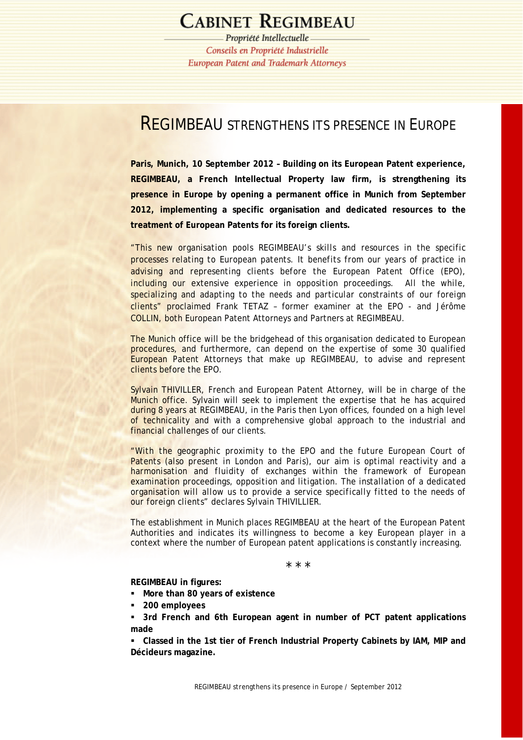# CABINET REGIMBEAU

*Propriété Intellectuelle*

*Conseils en Propriété Industrielle*

*European Patent and Trademark Attorneys*

## REGIMBEAU STRENGTHENS ITS PRESENCE IN EUROPE

**Paris, Munich, 10 September 2012 – Building on its European Patent experience, REGIMBEAU, a French Intellectual Property law firm, is strengthening its presence in Europe by opening a permanent office in Munich from September 2012, implementing a specific organisation and dedicated resources to the treatment of European Patents for its foreign clients.**

"This new organisation pools REGIMBEAU's skills and resources in the specific processes relating to European patents. It benefits from our years of practice in advising and representing clients before the European Patent Office (EPO), including our extensive experience in opposition proceedings. All the while, specializing and adapting to the needs and particular constraints of our foreign clients" proclaimed Frank TETAZ – former examiner at the EPO - and Jérôme COLLIN, both European Patent Attorneys and Partners at REGIMBEAU.

The Munich office will be the bridgehead of this organisation dedicated to European procedures, and furthermore, can depend on the expertise of some 30 qualified European Patent Attorneys that make up REGIMBEAU, to advise and represent clients before the EPO.

Sylvain THIVILLER, French and European Patent Attorney, will be in charge of the Munich office. Sylvain will seek to implement the expertise that he has acquired during 8 years at REGIMBEAU, in the Paris then Lyon offices, founded on a high level of technicality and with a comprehensive global approach to the industrial and financial challenges of our clients.

"With the geographic proximity to the EPO and the future European Court of Patents (also present in London and Paris), our aim is optimal reactivity and a harmonisation and fluidity of exchanges within the framework of European examination proceedings, opposition and litigation. The installation of a dedicated organisation will allow us to provide a service specifically fitted to the needs of our foreign clients" declares Sylvain THIVILLIER.

The establishment in Munich places REGIMBEAU at the heart of the European Patent Authorities and indicates its willingness to become a key European player in a context where the number of European patent applications is constantly increasing.

\* \* \*

**REGIMBEAU in figures:**

- **More than 80 years of existence**
- **200 employees**
- **3rd French and 6th European agent in number of PCT patent applications made**
- **Classed in the 1st tier of French Industrial Property Cabinets by IAM, MIP and Décideurs magazine.**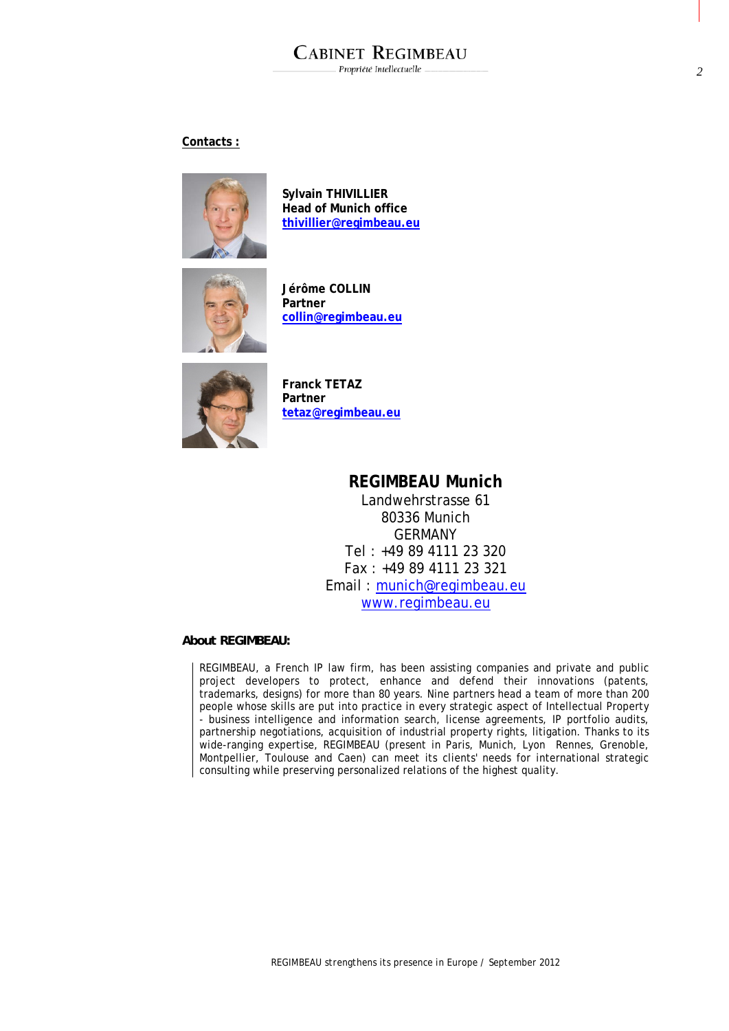**Contacts :**

**Sylvain THIVILLIER**
**Head of Munich office**
**thivillier@regimbeau.eu**

**Jérôme COLLIN**
**Partner**
**collin@regimbeau.eu**

**Franck TETAZ**
**Partner**
**tetaz@regimbeau.eu**

**REGIMBEAU Munich**
Landwehrstrasse 61
80336 Munich
GERMANY
Tel : +49 89 4111 23 320
Fax : +49 89 4111 23 321
Email : munich@regimbeau.eu
www.regimbeau.eu

**About REGIMBEAU:**

REGIMBEAU, a French IP law firm, has been assisting companies and private and public project developers to protect, enhance and defend their innovations (patents, trademarks, designs) for more than 80 years. Nine partners head a team of more than 200 people whose skills are put into practice in every strategic aspect of Intellectual Property - business intelligence and information search, license agreements, IP portfolio audits, partnership negotiations, acquisition of industrial property rights, litigation. Thanks to its wide-ranging expertise, REGIMBEAU (present in Paris, Munich, Lyon Rennes, Grenoble, Montpellier, Toulouse and Caen) can meet its clients' needs for international strategic consulting while preserving personalized relations of the highest quality.